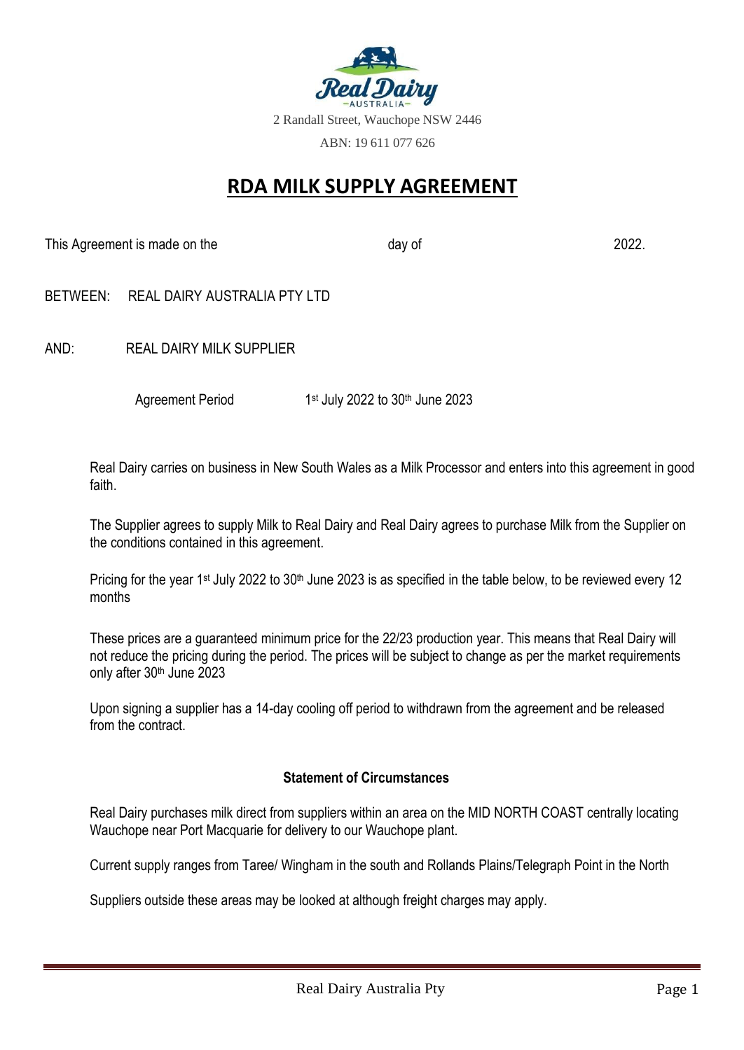Real Dairy
AUSTRALIA

2 Randall Street, Wauchope NSW 2446

ABN: 19 611 077 626

# RDA MILK SUPPLY AGREEMENT

This Agreement is made on the day of 2022.

BETWEEN: REAL DAIRY AUSTRALIA PTY LTD

AND: REAL DAIRY MILK SUPPLIER

Agreement Period 1st July 2022 to 30th June 2023

Real Dairy carries on business in New South Wales as a Milk Processor and enters into this agreement in good faith.

The Supplier agrees to supply Milk to Real Dairy and Real Dairy agrees to purchase Milk from the Supplier on the conditions contained in this agreement.

Pricing for the year 1st July 2022 to 30th June 2023 is as specified in the table below, to be reviewed every 12 months

These prices are a guaranteed minimum price for the 22/23 production year. This means that Real Dairy will not reduce the pricing during the period. The prices will be subject to change as per the market requirements only after 30th June 2023

Upon signing a supplier has a 14-day cooling off period to withdrawn from the agreement and be released from the contract.

**Statement of Circumstances**

Real Dairy purchases milk direct from suppliers within an area on the MID NORTH COAST centrally locating Wauchope near Port Macquarie for delivery to our Wauchope plant.

Current supply ranges from Taree/ Wingham in the south and Rollands Plains/Telegraph Point in the North

Suppliers outside these areas may be looked at although freight charges may apply.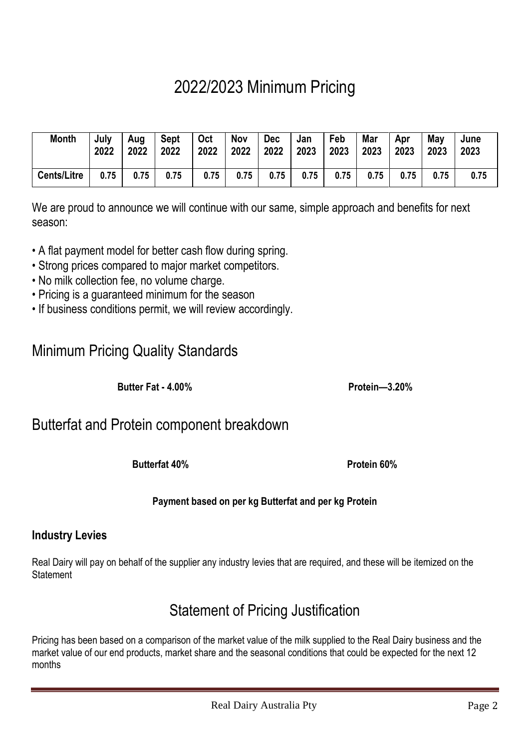# 2022/2023 Minimum Pricing

| Month | July 2022 | Aug 2022 | Sept 2022 | Oct 2022 | Nov 2022 | Dec 2022 | Jan 2023 | Feb 2023 | Mar 2023 | Apr 2023 | May 2023 | June 2023 |
|---|---|---|---|---|---|---|---|---|---|---|---|---|
| Cents/Litre | 0.75 | 0.75 | 0.75 | 0.75 | 0.75 | 0.75 | 0.75 | 0.75 | 0.75 | 0.75 | 0.75 | 0.75 |

We are proud to announce we will continue with our same, simple approach and benefits for next season:

- A flat payment model for better cash flow during spring.
- Strong prices compared to major market competitors.
- No milk collection fee, no volume charge.
- Pricing is a guaranteed minimum for the season
- If business conditions permit, we will review accordingly.

## Minimum Pricing Quality Standards

**Butter Fat - 4.00%** **Protein—3.20%**

## Butterfat and Protein component breakdown

**Butterfat 40%** **Protein 60%**

**Payment based on per kg Butterfat and per kg Protein**

### Industry Levies

Real Dairy will pay on behalf of the supplier any industry levies that are required, and these will be itemized on the Statement

## Statement of Pricing Justification

Pricing has been based on a comparison of the market value of the milk supplied to the Real Dairy business and the market value of our end products, market share and the seasonal conditions that could be expected for the next 12 months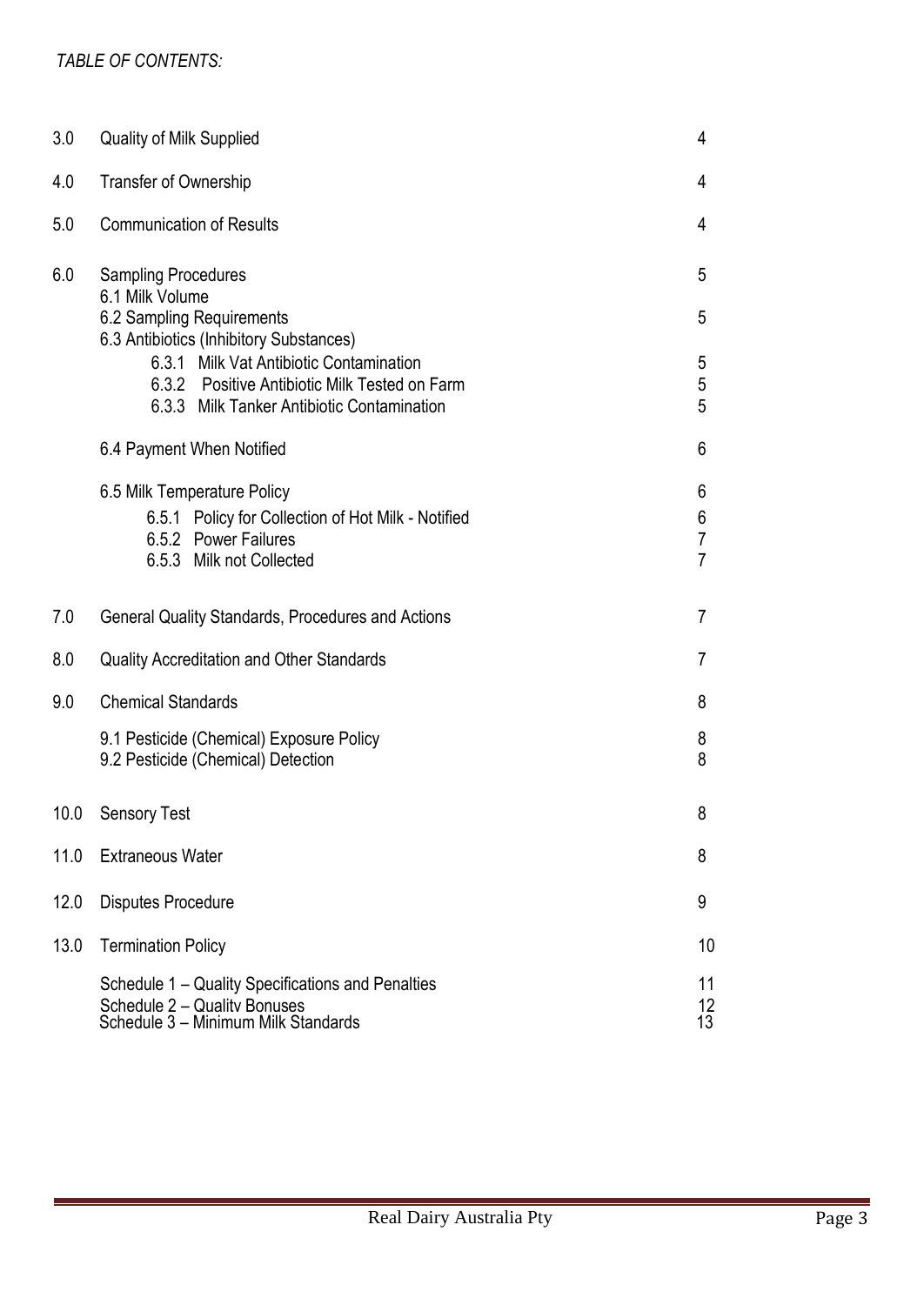*TABLE OF CONTENTS:*

| | | |
|---|---|---|
| 3.0 | Quality of Milk Supplied | 4 |
| 4.0 | Transfer of Ownership | 4 |
| 5.0 | Communication of Results | 4 |
| 6.0 | Sampling Procedures | 5 |
| | 6.1 Milk Volume | |
| | 6.2 Sampling Requirements | 5 |
| | 6.3 Antibiotics (Inhibitory Substances) | |
| | 6.3.1 Milk Vat Antibiotic Contamination | 5 |
| | 6.3.2 Positive Antibiotic Milk Tested on Farm | 5 |
| | 6.3.3 Milk Tanker Antibiotic Contamination | 5 |
| | 6.4 Payment When Notified | 6 |
| | 6.5 Milk Temperature Policy | 6 |
| | 6.5.1 Policy for Collection of Hot Milk - Notified | 6 |
| | 6.5.2 Power Failures | 7 |
| | 6.5.3 Milk not Collected | 7 |
| 7.0 | General Quality Standards, Procedures and Actions | 7 |
| 8.0 | Quality Accreditation and Other Standards | 7 |
| 9.0 | Chemical Standards | 8 |
| | 9.1 Pesticide (Chemical) Exposure Policy | 8 |
| | 9.2 Pesticide (Chemical) Detection | 8 |
| 10.0 | Sensory Test | 8 |
| 11.0 | Extraneous Water | 8 |
| 12.0 | Disputes Procedure | 9 |
| 13.0 | Termination Policy | 10 |
| | Schedule 1 – Quality Specifications and Penalties | 11 |
| | Schedule 2 – Quality Bonuses | 12 |
| | Schedule 3 – Minimum Milk Standards | 13 |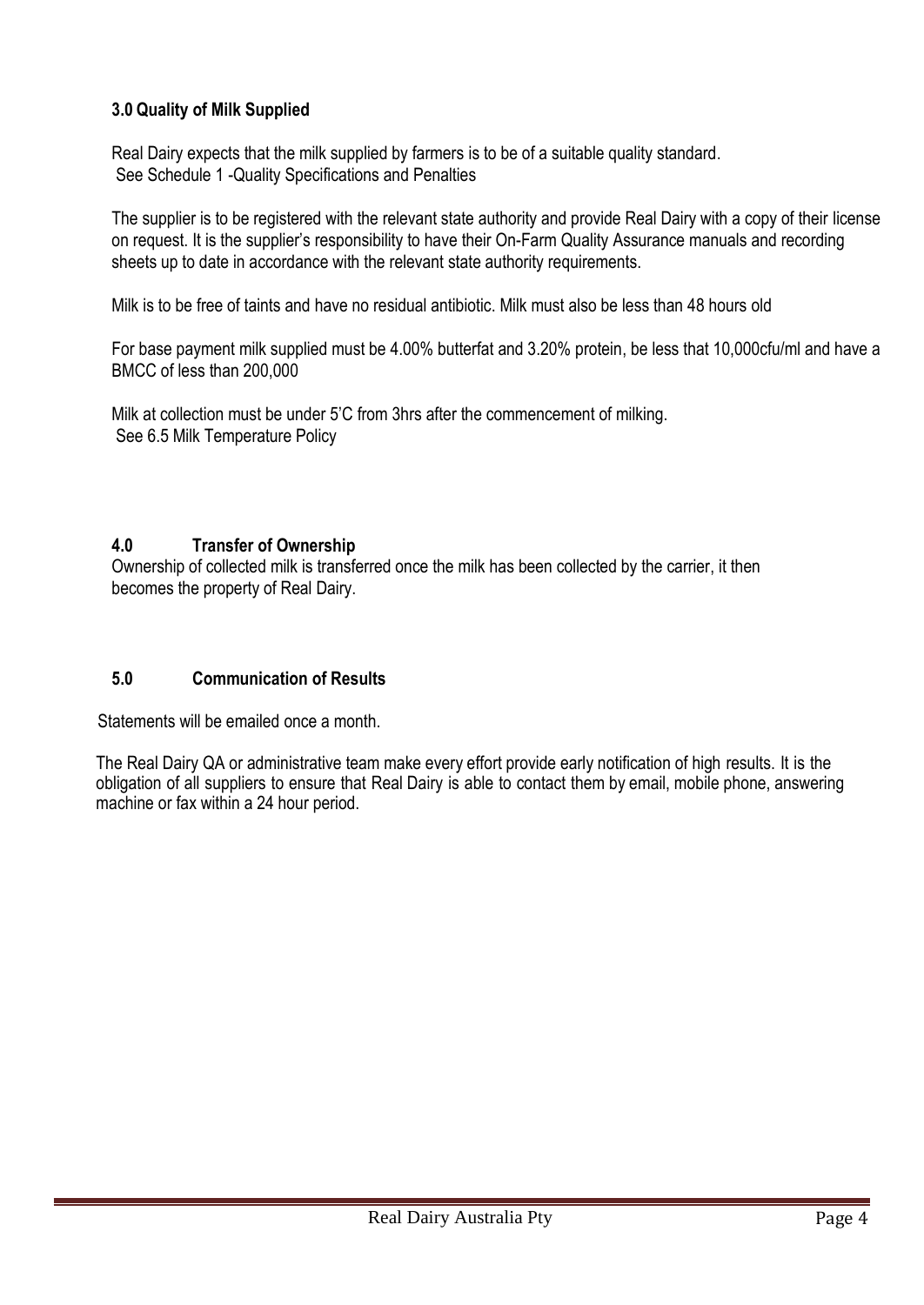## 3.0 Quality of Milk Supplied

Real Dairy expects that the milk supplied by farmers is to be of a suitable quality standard.
See Schedule 1 -Quality Specifications and Penalties

The supplier is to be registered with the relevant state authority and provide Real Dairy with a copy of their license on request. It is the supplier's responsibility to have their On-Farm Quality Assurance manuals and recording sheets up to date in accordance with the relevant state authority requirements.

Milk is to be free of taints and have no residual antibiotic. Milk must also be less than 48 hours old

For base payment milk supplied must be 4.00% butterfat and 3.20% protein, be less that 10,000cfu/ml and have a BMCC of less than 200,000

Milk at collection must be under 5'C from 3hrs after the commencement of milking.
See 6.5 Milk Temperature Policy

## 4.0 Transfer of Ownership

Ownership of collected milk is transferred once the milk has been collected by the carrier, it then becomes the property of Real Dairy.

## 5.0 Communication of Results

Statements will be emailed once a month.

The Real Dairy QA or administrative team make every effort provide early notification of high results. It is the obligation of all suppliers to ensure that Real Dairy is able to contact them by email, mobile phone, answering machine or fax within a 24 hour period.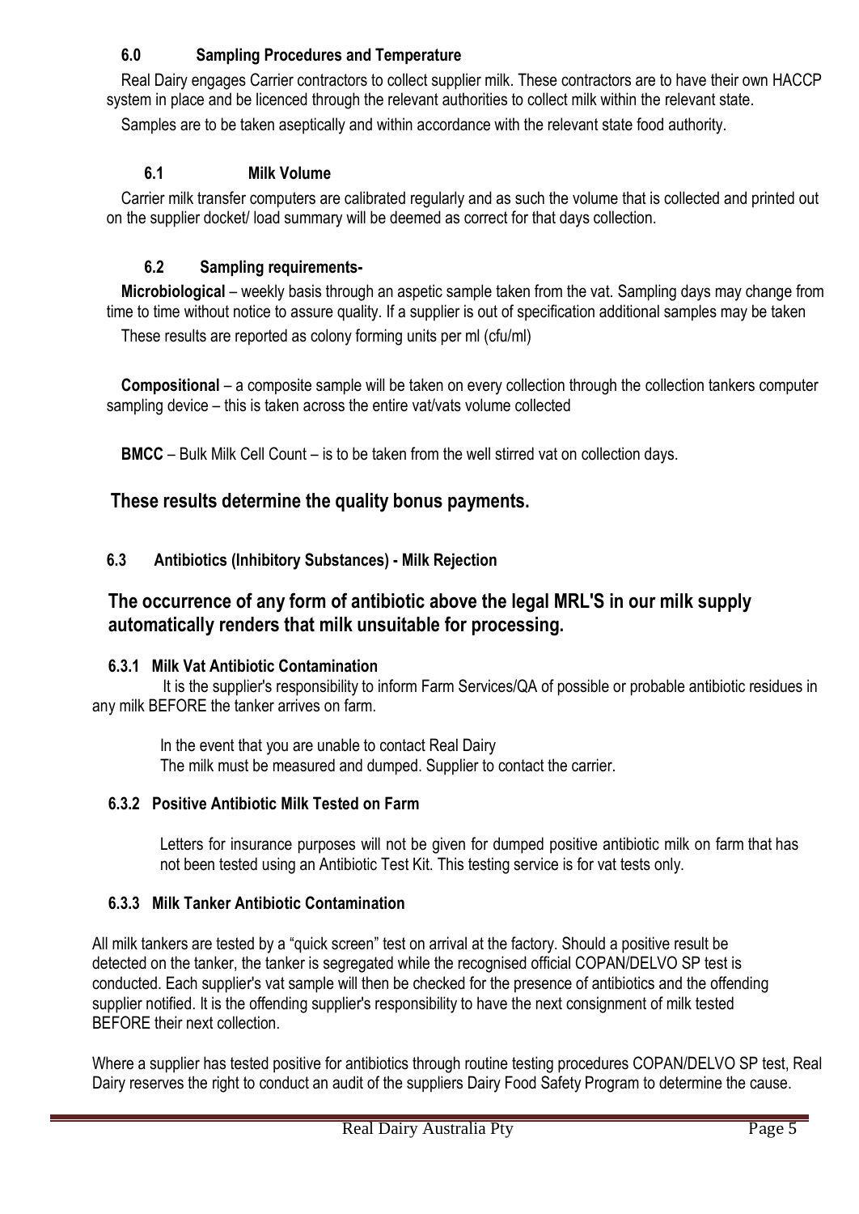## 6.0 Sampling Procedures and Temperature

Real Dairy engages Carrier contractors to collect supplier milk. These contractors are to have their own HACCP system in place and be licenced through the relevant authorities to collect milk within the relevant state.

Samples are to be taken aseptically and within accordance with the relevant state food authority.

### 6.1 Milk Volume

Carrier milk transfer computers are calibrated regularly and as such the volume that is collected and printed out on the supplier docket/ load summary will be deemed as correct for that days collection.

### 6.2 Sampling requirements-

**Microbiological** – weekly basis through an aspetic sample taken from the vat. Sampling days may change from time to time without notice to assure quality. If a supplier is out of specification additional samples may be taken

These results are reported as colony forming units per ml (cfu/ml)

**Compositional** – a composite sample will be taken on every collection through the collection tankers computer sampling device – this is taken across the entire vat/vats volume collected

**BMCC** – Bulk Milk Cell Count – is to be taken from the well stirred vat on collection days.

**These results determine the quality bonus payments.**

### 6.3 Antibiotics (Inhibitory Substances) - Milk Rejection

**The occurrence of any form of antibiotic above the legal MRL'S in our milk supply automatically renders that milk unsuitable for processing.**

#### 6.3.1 Milk Vat Antibiotic Contamination

It is the supplier's responsibility to inform Farm Services/QA of possible or probable antibiotic residues in any milk BEFORE the tanker arrives on farm.

In the event that you are unable to contact Real Dairy
The milk must be measured and dumped. Supplier to contact the carrier.

#### 6.3.2 Positive Antibiotic Milk Tested on Farm

Letters for insurance purposes will not be given for dumped positive antibiotic milk on farm that has not been tested using an Antibiotic Test Kit. This testing service is for vat tests only.

#### 6.3.3 Milk Tanker Antibiotic Contamination

All milk tankers are tested by a "quick screen" test on arrival at the factory. Should a positive result be detected on the tanker, the tanker is segregated while the recognised official COPAN/DELVO SP test is conducted. Each supplier's vat sample will then be checked for the presence of antibiotics and the offending supplier notified. It is the offending supplier's responsibility to have the next consignment of milk tested BEFORE their next collection.

Where a supplier has tested positive for antibiotics through routine testing procedures COPAN/DELVO SP test, Real Dairy reserves the right to conduct an audit of the suppliers Dairy Food Safety Program to determine the cause.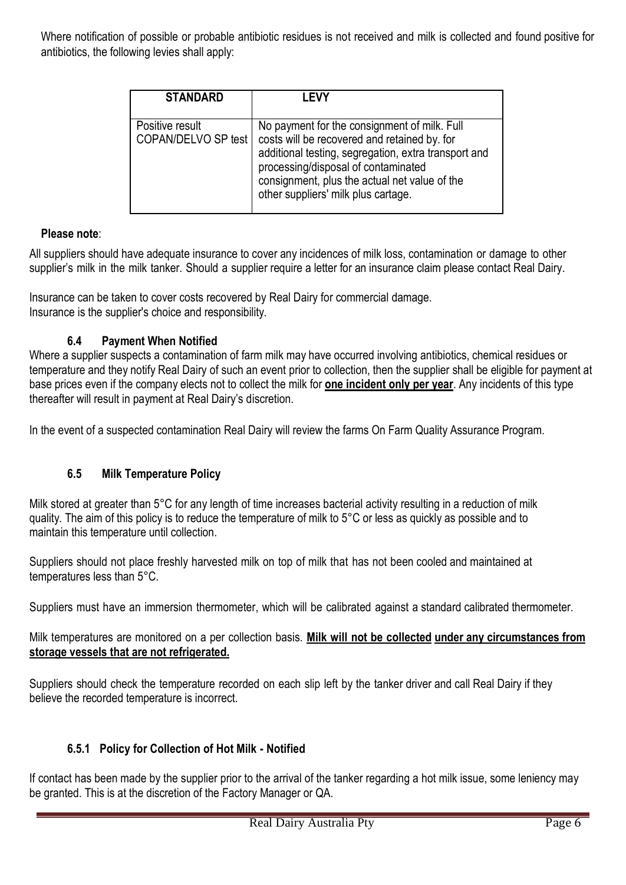Where notification of possible or probable antibiotic residues is not received and milk is collected and found positive for antibiotics, the following levies shall apply:

| STANDARD | LEVY |
|---|---|
| Positive result COPAN/DELVO SP test | No payment for the consignment of milk. Full costs will be recovered and retained by. for additional testing, segregation, extra transport and processing/disposal of contaminated consignment, plus the actual net value of the other suppliers' milk plus cartage. |

**Please note**:

All suppliers should have adequate insurance to cover any incidences of milk loss, contamination or damage to other supplier's milk in the milk tanker. Should a supplier require a letter for an insurance claim please contact Real Dairy.

Insurance can be taken to cover costs recovered by Real Dairy for commercial damage.
Insurance is the supplier's choice and responsibility.

### 6.4 Payment When Notified

Where a supplier suspects a contamination of farm milk may have occurred involving antibiotics, chemical residues or temperature and they notify Real Dairy of such an event prior to collection, then the supplier shall be eligible for payment at base prices even if the company elects not to collect the milk for **one incident only per year**. Any incidents of this type thereafter will result in payment at Real Dairy's discretion.

In the event of a suspected contamination Real Dairy will review the farms On Farm Quality Assurance Program.

### 6.5 Milk Temperature Policy

Milk stored at greater than 5°C for any length of time increases bacterial activity resulting in a reduction of milk quality. The aim of this policy is to reduce the temperature of milk to 5°C or less as quickly as possible and to maintain this temperature until collection.

Suppliers should not place freshly harvested milk on top of milk that has not been cooled and maintained at temperatures less than 5°C.

Suppliers must have an immersion thermometer, which will be calibrated against a standard calibrated thermometer.

Milk temperatures are monitored on a per collection basis. **Milk will not be collected under any circumstances from storage vessels that are not refrigerated.**

Suppliers should check the temperature recorded on each slip left by the tanker driver and call Real Dairy if they believe the recorded temperature is incorrect.

#### 6.5.1 Policy for Collection of Hot Milk - Notified

If contact has been made by the supplier prior to the arrival of the tanker regarding a hot milk issue, some leniency may be granted. This is at the discretion of the Factory Manager or QA.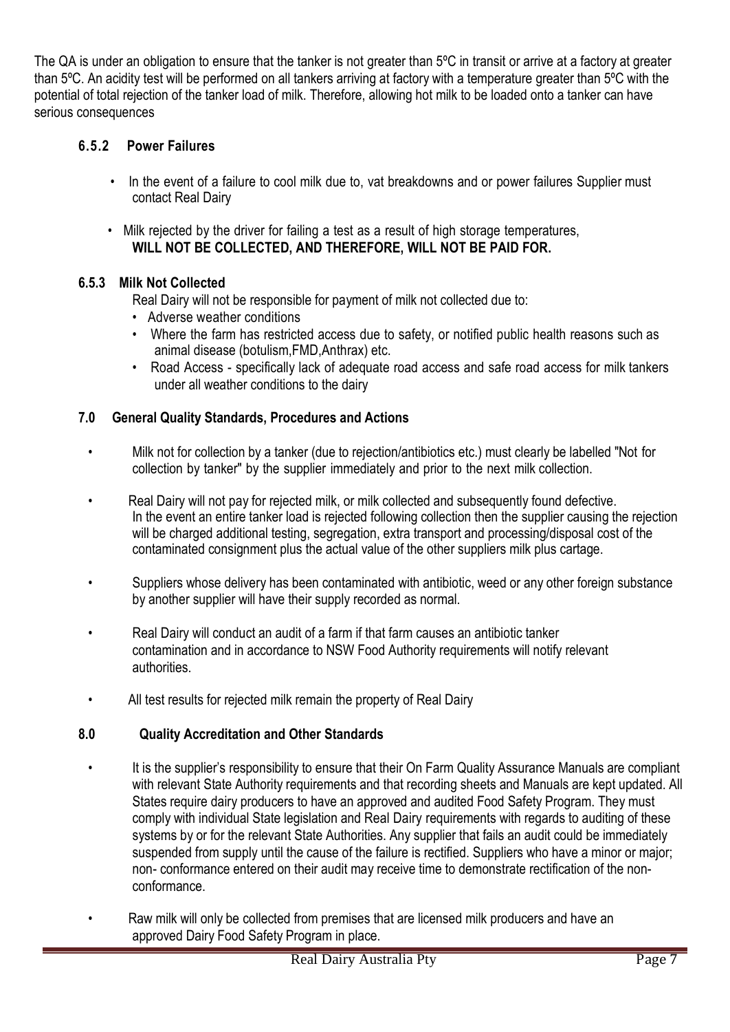The QA is under an obligation to ensure that the tanker is not greater than 5ºC in transit or arrive at a factory at greater than 5ºC. An acidity test will be performed on all tankers arriving at factory with a temperature greater than 5ºC with the potential of total rejection of the tanker load of milk. Therefore, allowing hot milk to be loaded onto a tanker can have serious consequences

### 6.5.2 Power Failures

- In the event of a failure to cool milk due to, vat breakdowns and or power failures Supplier must contact Real Dairy
- Milk rejected by the driver for failing a test as a result of high storage temperatures, **WILL NOT BE COLLECTED, AND THEREFORE, WILL NOT BE PAID FOR.**

### 6.5.3 Milk Not Collected

Real Dairy will not be responsible for payment of milk not collected due to:

- Adverse weather conditions
- Where the farm has restricted access due to safety, or notified public health reasons such as animal disease (botulism,FMD,Anthrax) etc.
- Road Access - specifically lack of adequate road access and safe road access for milk tankers under all weather conditions to the dairy

## 7.0 General Quality Standards, Procedures and Actions

- Milk not for collection by a tanker (due to rejection/antibiotics etc.) must clearly be labelled "Not for collection by tanker" by the supplier immediately and prior to the next milk collection.
- Real Dairy will not pay for rejected milk, or milk collected and subsequently found defective. In the event an entire tanker load is rejected following collection then the supplier causing the rejection will be charged additional testing, segregation, extra transport and processing/disposal cost of the contaminated consignment plus the actual value of the other suppliers milk plus cartage.
- Suppliers whose delivery has been contaminated with antibiotic, weed or any other foreign substance by another supplier will have their supply recorded as normal.
- Real Dairy will conduct an audit of a farm if that farm causes an antibiotic tanker contamination and in accordance to NSW Food Authority requirements will notify relevant authorities.
- All test results for rejected milk remain the property of Real Dairy

## 8.0 Quality Accreditation and Other Standards

- It is the supplier's responsibility to ensure that their On Farm Quality Assurance Manuals are compliant with relevant State Authority requirements and that recording sheets and Manuals are kept updated. All States require dairy producers to have an approved and audited Food Safety Program. They must comply with individual State legislation and Real Dairy requirements with regards to auditing of these systems by or for the relevant State Authorities. Any supplier that fails an audit could be immediately suspended from supply until the cause of the failure is rectified. Suppliers who have a minor or major; non- conformance entered on their audit may receive time to demonstrate rectification of the non-conformance.
- Raw milk will only be collected from premises that are licensed milk producers and have an approved Dairy Food Safety Program in place.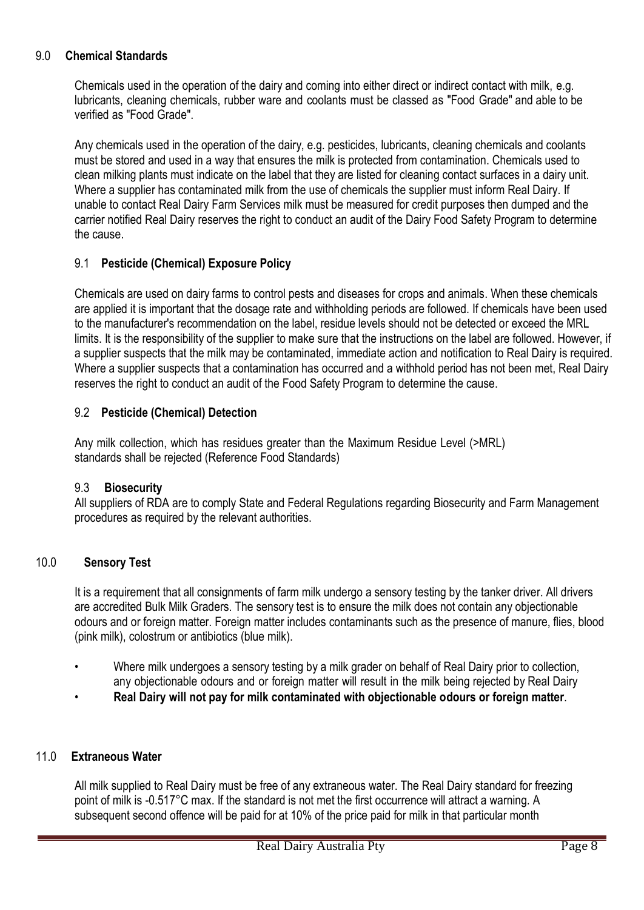## 9.0 Chemical Standards

Chemicals used in the operation of the dairy and coming into either direct or indirect contact with milk, e.g. lubricants, cleaning chemicals, rubber ware and coolants must be classed as "Food Grade" and able to be verified as "Food Grade".

Any chemicals used in the operation of the dairy, e.g. pesticides, lubricants, cleaning chemicals and coolants must be stored and used in a way that ensures the milk is protected from contamination. Chemicals used to clean milking plants must indicate on the label that they are listed for cleaning contact surfaces in a dairy unit. Where a supplier has contaminated milk from the use of chemicals the supplier must inform Real Dairy. If unable to contact Real Dairy Farm Services milk must be measured for credit purposes then dumped and the carrier notified Real Dairy reserves the right to conduct an audit of the Dairy Food Safety Program to determine the cause.

### 9.1 Pesticide (Chemical) Exposure Policy

Chemicals are used on dairy farms to control pests and diseases for crops and animals. When these chemicals are applied it is important that the dosage rate and withholding periods are followed. If chemicals have been used to the manufacturer's recommendation on the label, residue levels should not be detected or exceed the MRL limits. It is the responsibility of the supplier to make sure that the instructions on the label are followed. However, if a supplier suspects that the milk may be contaminated, immediate action and notification to Real Dairy is required. Where a supplier suspects that a contamination has occurred and a withhold period has not been met, Real Dairy reserves the right to conduct an audit of the Food Safety Program to determine the cause.

### 9.2 Pesticide (Chemical) Detection

Any milk collection, which has residues greater than the Maximum Residue Level (>MRL) standards shall be rejected (Reference Food Standards)

### 9.3 Biosecurity

All suppliers of RDA are to comply State and Federal Regulations regarding Biosecurity and Farm Management procedures as required by the relevant authorities.

## 10.0 Sensory Test

It is a requirement that all consignments of farm milk undergo a sensory testing by the tanker driver. All drivers are accredited Bulk Milk Graders. The sensory test is to ensure the milk does not contain any objectionable odours and or foreign matter. Foreign matter includes contaminants such as the presence of manure, flies, blood (pink milk), colostrum or antibiotics (blue milk).

- Where milk undergoes a sensory testing by a milk grader on behalf of Real Dairy prior to collection, any objectionable odours and or foreign matter will result in the milk being rejected by Real Dairy
- **Real Dairy will not pay for milk contaminated with objectionable odours or foreign matter**.

## 11.0 Extraneous Water

All milk supplied to Real Dairy must be free of any extraneous water. The Real Dairy standard for freezing point of milk is -0.517°C max. If the standard is not met the first occurrence will attract a warning. A subsequent second offence will be paid for at 10% of the price paid for milk in that particular month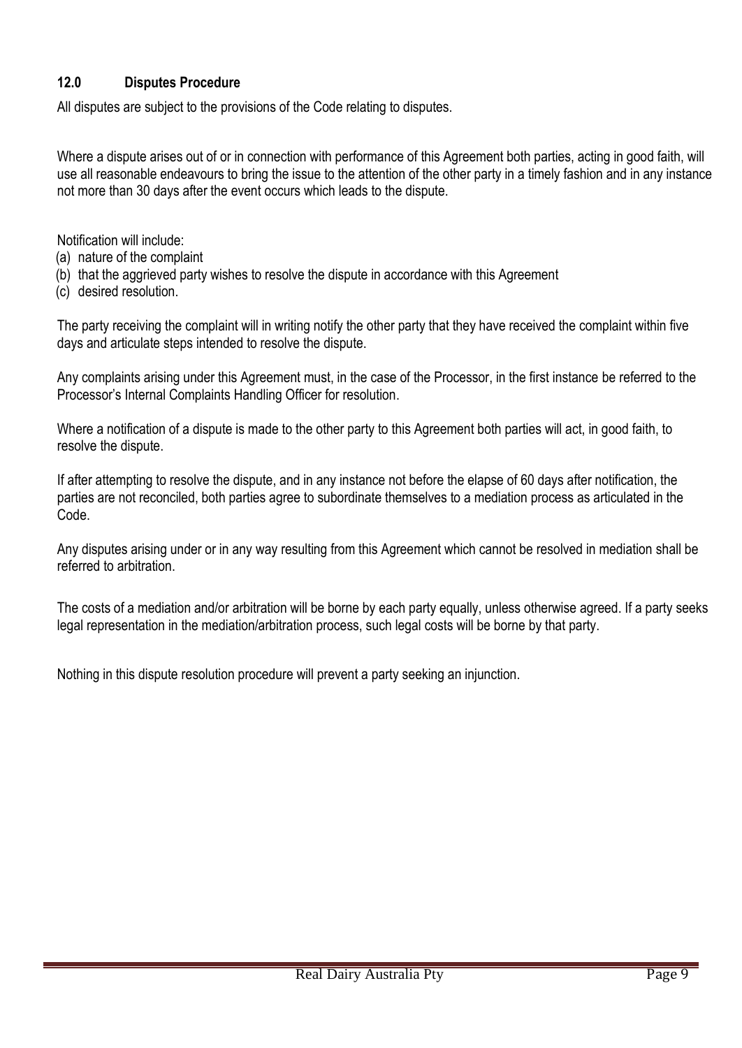## 12.0 Disputes Procedure

All disputes are subject to the provisions of the Code relating to disputes.

Where a dispute arises out of or in connection with performance of this Agreement both parties, acting in good faith, will use all reasonable endeavours to bring the issue to the attention of the other party in a timely fashion and in any instance not more than 30 days after the event occurs which leads to the dispute.

Notification will include:

(a) nature of the complaint
(b) that the aggrieved party wishes to resolve the dispute in accordance with this Agreement
(c) desired resolution.

The party receiving the complaint will in writing notify the other party that they have received the complaint within five days and articulate steps intended to resolve the dispute.

Any complaints arising under this Agreement must, in the case of the Processor, in the first instance be referred to the Processor's Internal Complaints Handling Officer for resolution.

Where a notification of a dispute is made to the other party to this Agreement both parties will act, in good faith, to resolve the dispute.

If after attempting to resolve the dispute, and in any instance not before the elapse of 60 days after notification, the parties are not reconciled, both parties agree to subordinate themselves to a mediation process as articulated in the Code.

Any disputes arising under or in any way resulting from this Agreement which cannot be resolved in mediation shall be referred to arbitration.

The costs of a mediation and/or arbitration will be borne by each party equally, unless otherwise agreed. If a party seeks legal representation in the mediation/arbitration process, such legal costs will be borne by that party.

Nothing in this dispute resolution procedure will prevent a party seeking an injunction.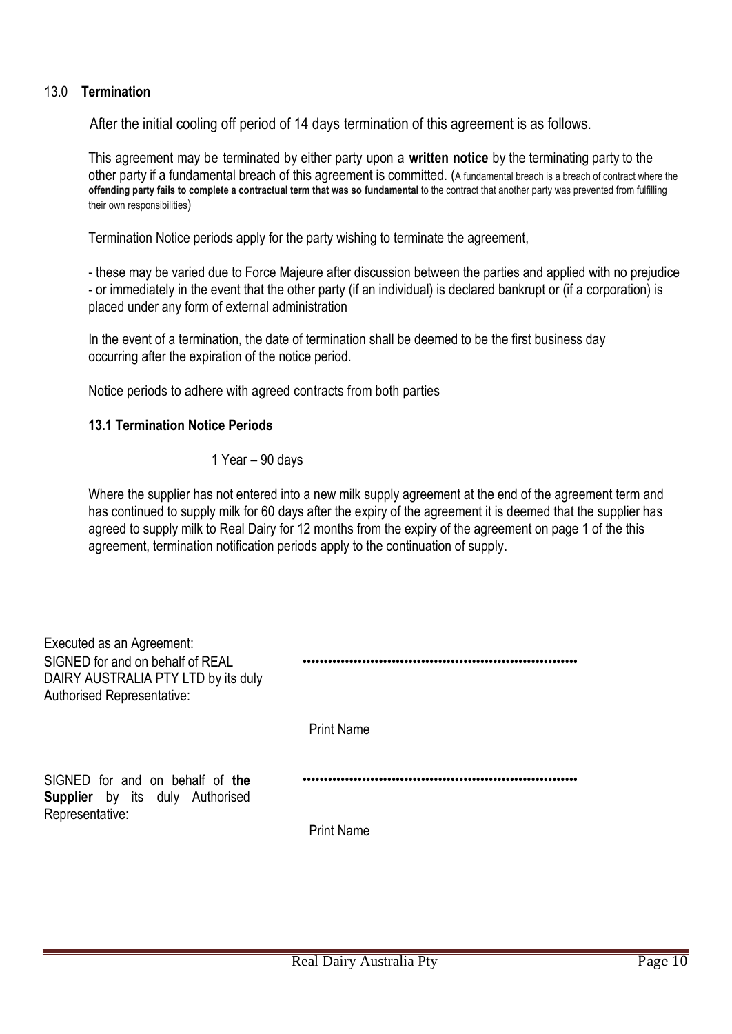## 13.0 **Termination**

After the initial cooling off period of 14 days termination of this agreement is as follows.

This agreement may be terminated by either party upon a **written notice** by the terminating party to the other party if a fundamental breach of this agreement is committed. (A fundamental breach is a breach of contract where the **offending party fails to complete a contractual term that was so fundamental** to the contract that another party was prevented from fulfilling their own responsibilities)

Termination Notice periods apply for the party wishing to terminate the agreement,

- these may be varied due to Force Majeure after discussion between the parties and applied with no prejudice
- or immediately in the event that the other party (if an individual) is declared bankrupt or (if a corporation) is placed under any form of external administration

In the event of a termination, the date of termination shall be deemed to be the first business day occurring after the expiration of the notice period.

Notice periods to adhere with agreed contracts from both parties

### 13.1 Termination Notice Periods

1 Year – 90 days

Where the supplier has not entered into a new milk supply agreement at the end of the agreement term and has continued to supply milk for 60 days after the expiry of the agreement it is deemed that the supplier has agreed to supply milk to Real Dairy for 12 months from the expiry of the agreement on page 1 of the this agreement, termination notification periods apply to the continuation of supply.

Executed as an Agreement:

SIGNED for and on behalf of REAL DAIRY AUSTRALIA PTY LTD by its duly Authorised Representative: ……………………………………………………………

Print Name

SIGNED for and on behalf of **the Supplier** by its duly Authorised Representative: ……………………………………………………………

Print Name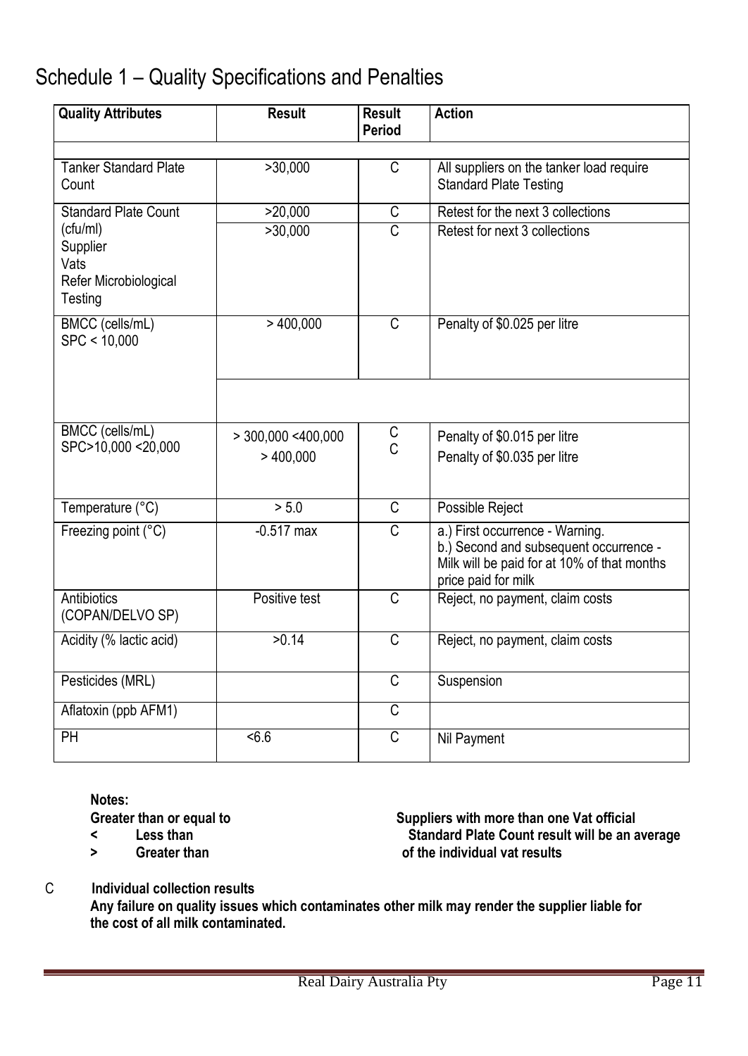# Schedule 1 – Quality Specifications and Penalties

| Quality Attributes | Result | Result Period | Action |
|---|---|---|---|
| | | | |
| Tanker Standard Plate Count | >30,000 | C | All suppliers on the tanker load require Standard Plate Testing |
| Standard Plate Count (cfu/ml) Supplier Vats Refer Microbiological Testing | >20,000 | C | Retest for the next 3 collections |
| | >30,000 | C | Retest for next 3 collections |
| BMCC (cells/mL) SPC < 10,000 | > 400,000 | C | Penalty of $0.025 per litre |
| | | | |
| BMCC (cells/mL) SPC>10,000 <20,000 | > 300,000 <400,000 | C | Penalty of $0.015 per litre |
| | > 400,000 | C | Penalty of $0.035 per litre |
| Temperature (°C) | > 5.0 | C | Possible Reject |
| Freezing point (°C) | -0.517 max | C | a.) First occurrence - Warning.<br>b.) Second and subsequent occurrence - Milk will be paid for at 10% of that months price paid for milk |
| Antibiotics (COPAN/DELVO SP) | Positive test | C | Reject, no payment, claim costs |
| Acidity (% lactic acid) | >0.14 | C | Reject, no payment, claim costs |
| Pesticides (MRL) | | C | Suspension |
| Aflatoxin (ppb AFM1) | | C | |
| PH | <6.6 | C | Nil Payment |

**Notes:**

**Greater than or equal to**

**< Less than**

**> Greater than**

**Suppliers with more than one Vat official Standard Plate Count result will be an average of the individual vat results**

C **Individual collection results**

**Any failure on quality issues which contaminates other milk may render the supplier liable for the cost of all milk contaminated.**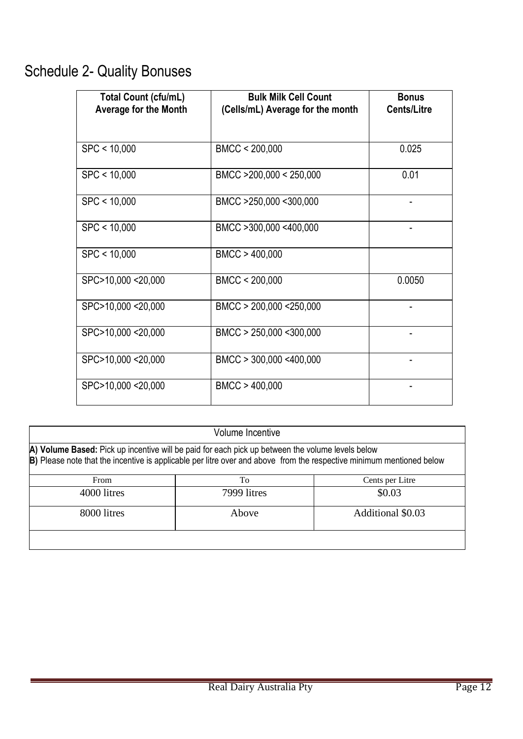## Schedule 2- Quality Bonuses

| Total Count (cfu/mL) Average for the Month | Bulk Milk Cell Count (Cells/mL) Average for the month | Bonus Cents/Litre |
|---|---|---|
| SPC < 10,000 | BMCC < 200,000 | 0.025 |
| SPC < 10,000 | BMCC >200,000 < 250,000 | 0.01 |
| SPC < 10,000 | BMCC >250,000 <300,000 | - |
| SPC < 10,000 | BMCC >300,000 <400,000 | - |
| SPC < 10,000 | BMCC > 400,000 | |
| SPC>10,000 <20,000 | BMCC < 200,000 | 0.0050 |
| SPC>10,000 <20,000 | BMCC > 200,000 <250,000 | - |
| SPC>10,000 <20,000 | BMCC > 250,000 <300,000 | - |
| SPC>10,000 <20,000 | BMCC > 300,000 <400,000 | - |
| SPC>10,000 <20,000 | BMCC > 400,000 | - |

**Volume Incentive**

**A) Volume Based:** Pick up incentive will be paid for each pick up between the volume levels below
**B)** Please note that the incentive is applicable per litre over and above from the respective minimum mentioned below

| From | To | Cents per Litre |
|---|---|---|
| 4000 litres | 7999 litres | $0.03 |
| 8000 litres | Above | Additional $0.03 |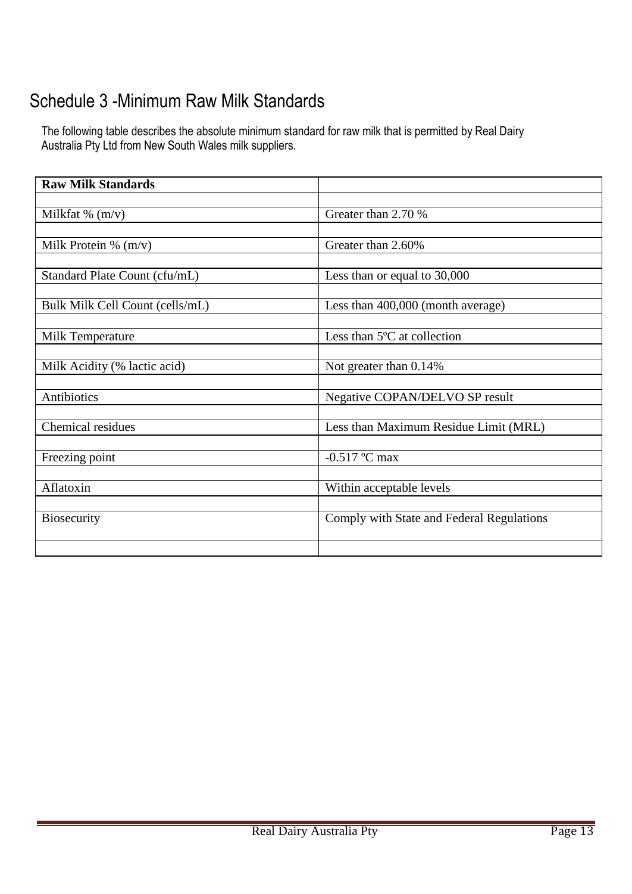# Schedule 3 -Minimum Raw Milk Standards

The following table describes the absolute minimum standard for raw milk that is permitted by Real Dairy Australia Pty Ltd from New South Wales milk suppliers.

| **Raw Milk Standards** | |
|---|---|
| | |
| Milkfat % (m/v) | Greater than 2.70 % |
| | |
| Milk Protein % (m/v) | Greater than 2.60% |
| | |
| Standard Plate Count (cfu/mL) | Less than or equal to 30,000 |
| | |
| Bulk Milk Cell Count (cells/mL) | Less than 400,000 (month average) |
| | |
| Milk Temperature | Less than 5ºC at collection |
| | |
| Milk Acidity (% lactic acid) | Not greater than 0.14% |
| | |
| Antibiotics | Negative COPAN/DELVO SP result |
| | |
| Chemical residues | Less than Maximum Residue Limit (MRL) |
| | |
| Freezing point | -0.517 ºC max |
| | |
| Aflatoxin | Within acceptable levels |
| | |
| Biosecurity | Comply with State and Federal Regulations |
| | |